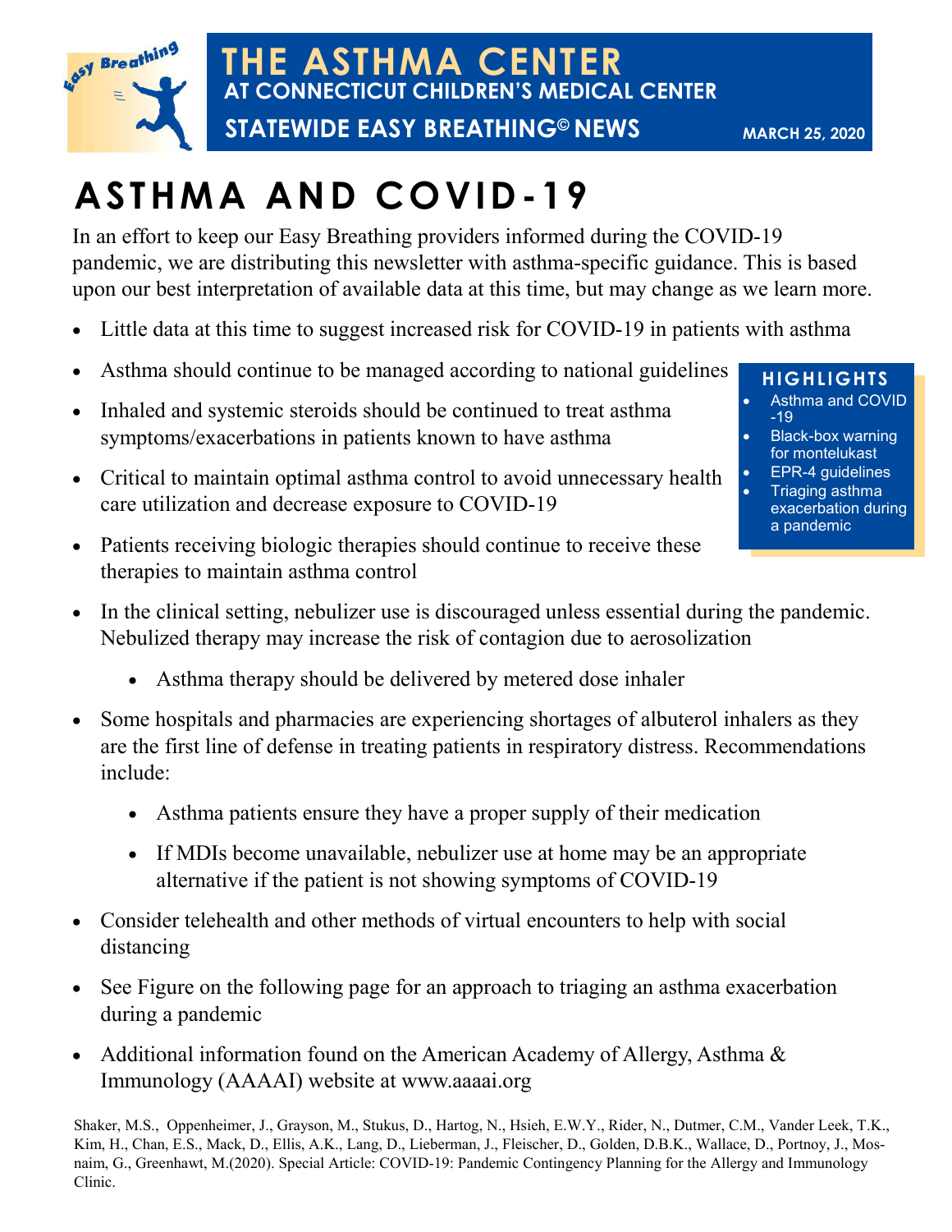# THE ASTHMA CENTER

## AT CONNECTICUT CHILDREN'S MEDICAL CENTER

**STATEWIDE EASY BREATHING© NEWS** — MARCH 25, 2020

# ASTHMA AND COVID-19

In an effort to keep our Easy Breathing providers informed during the COVID-19 pandemic, we are distributing this newsletter with asthma-specific guidance. This is based upon our best interpretation of available data at this time, but may change as we learn more.

- Little data at this time to suggest increased risk for COVID-19 in patients with asthma
- Asthma should continue to be managed according to national guidelines
- Inhaled and systemic steroids should be continued to treat asthma symptoms/exacerbations in patients known to have asthma
- Critical to maintain optimal asthma control to avoid unnecessary health care utilization and decrease exposure to COVID-19
- Patients receiving biologic therapies should continue to receive these therapies to maintain asthma control
- In the clinical setting, nebulizer use is discouraged unless essential during the pandemic. Nebulized therapy may increase the risk of contagion due to aerosolization
  - Asthma therapy should be delivered by metered dose inhaler
- Some hospitals and pharmacies are experiencing shortages of albuterol inhalers as they are the first line of defense in treating patients in respiratory distress. Recommendations include:
  - Asthma patients ensure they have a proper supply of their medication
  - If MDIs become unavailable, nebulizer use at home may be an appropriate alternative if the patient is not showing symptoms of COVID-19
- Consider telehealth and other methods of virtual encounters to help with social distancing
- See Figure on the following page for an approach to triaging an asthma exacerbation during a pandemic
- Additional information found on the American Academy of Allergy, Asthma & Immunology (AAAAI) website at www.aaaai.org

### HIGHLIGHTS

- Asthma and COVID-19
- Black-box warning for montelukast
- EPR-4 guidelines
- Triaging asthma exacerbation during a pandemic

Shaker, M.S., Oppenheimer, J., Grayson, M., Stukus, D., Hartog, N., Hsieh, E.W.Y., Rider, N., Dutmer, C.M., Vander Leek, T.K., Kim, H., Chan, E.S., Mack, D., Ellis, A.K., Lang, D., Lieberman, J., Fleischer, D., Golden, D.B.K., Wallace, D., Portnoy, J., Mosnaim, G., Greenhawt, M.(2020). Special Article: COVID-19: Pandemic Contingency Planning for the Allergy and Immunology Clinic.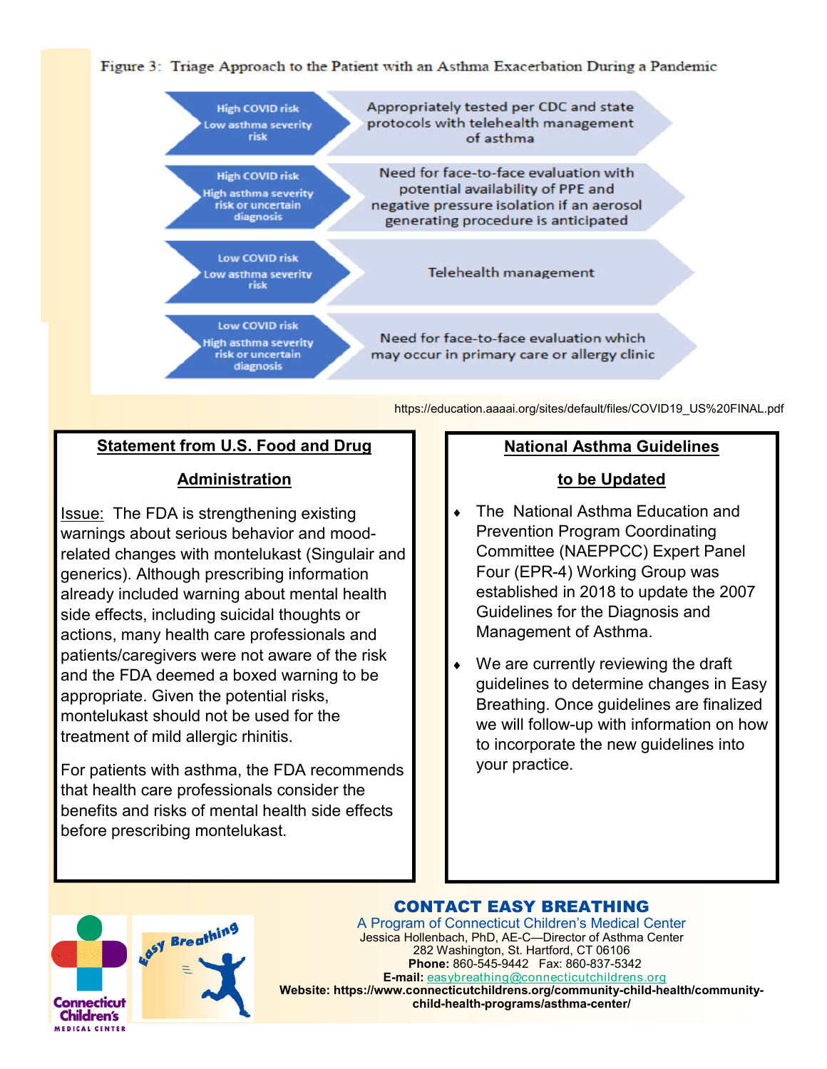Figure 3: Triage Approach to the Patient with an Asthma Exacerbation During a Pandemic

| | |
|---|---|
| High COVID risk<br>Low asthma severity risk | Appropriately tested per CDC and state protocols with telehealth management of asthma |
| High COVID risk<br>High asthma severity risk or uncertain diagnosis | Need for face-to-face evaluation with potential availability of PPE and negative pressure isolation if an aerosol generating procedure is anticipated |
| Low COVID risk<br>Low asthma severity risk | Telehealth management |
| Low COVID risk<br>High asthma severity risk or uncertain diagnosis | Need for face-to-face evaluation which may occur in primary care or allergy clinic |

https://education.aaaai.org/sites/default/files/COVID19_US%20FINAL.pdf

## Statement from U.S. Food and Drug Administration

Issue: The FDA is strengthening existing warnings about serious behavior and mood-related changes with montelukast (Singulair and generics). Although prescribing information already included warning about mental health side effects, including suicidal thoughts or actions, many health care professionals and patients/caregivers were not aware of the risk and the FDA deemed a boxed warning to be appropriate. Given the potential risks, montelukast should not be used for the treatment of mild allergic rhinitis.

For patients with asthma, the FDA recommends that health care professionals consider the benefits and risks of mental health side effects before prescribing montelukast.

## National Asthma Guidelines to be Updated

- The National Asthma Education and Prevention Program Coordinating Committee (NAEPPCC) Expert Panel Four (EPR-4) Working Group was established in 2018 to update the 2007 Guidelines for the Diagnosis and Management of Asthma.
- We are currently reviewing the draft guidelines to determine changes in Easy Breathing. Once guidelines are finalized we will follow-up with information on how to incorporate the new guidelines into your practice.

## CONTACT EASY BREATHING

A Program of Connecticut Children's Medical Center
Jessica Hollenbach, PhD, AE-C—Director of Asthma Center
282 Washington, St. Hartford, CT 06106
**Phone:** 860-545-9442 Fax: 860-837-5342
**E-mail:** easybreathing@connecticutchildrens.org
**Website: https://www.connecticutchildrens.org/community-child-health/community-child-health-programs/asthma-center/**